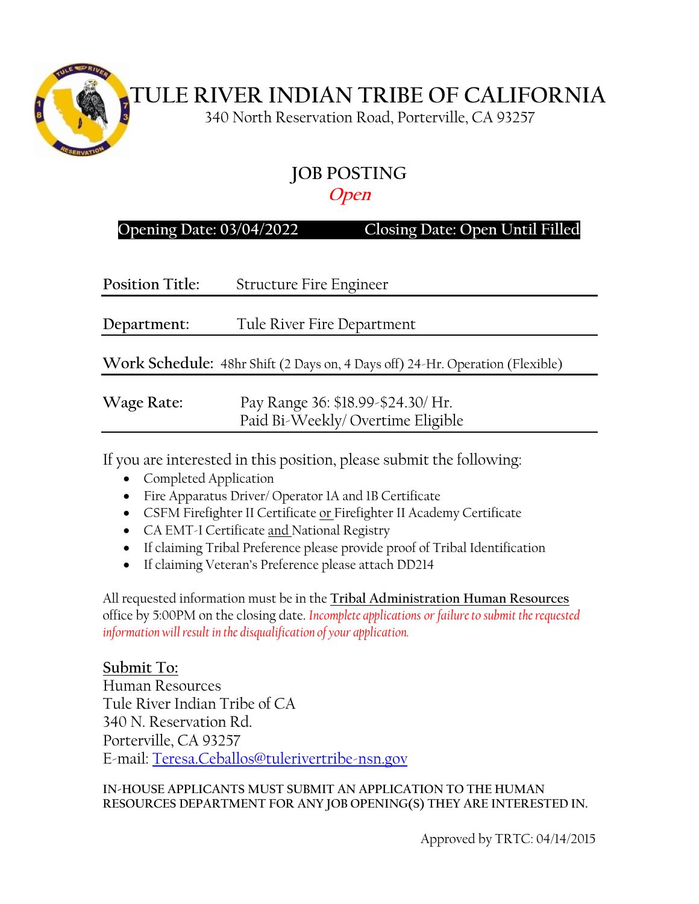# TULE RIVER INDIAN TRIBE OF CALIFORNIA

340 North Reservation Road, Porterville, CA 93257

## JOB POSTING

*Open*

**Opening Date: 03/04/2022 Closing Date: Open Until Filled**

| | |
|---|---|
| **Position Title:** | Structure Fire Engineer |
| **Department:** | Tule River Fire Department |
| **Work Schedule:** | 48hr Shift (2 Days on, 4 Days off) 24-Hr. Operation (Flexible) |
| **Wage Rate:** | Pay Range 36: $18.99-$24.30/ Hr. Paid Bi-Weekly/ Overtime Eligible |

If you are interested in this position, please submit the following:

- Completed Application
- Fire Apparatus Driver/ Operator 1A and 1B Certificate
- CSFM Firefighter II Certificate or Firefighter II Academy Certificate
- CA EMT-I Certificate and National Registry
- If claiming Tribal Preference please provide proof of Tribal Identification
- If claiming Veteran's Preference please attach DD214

All requested information must be in the **Tribal Administration Human Resources** office by 5:00PM on the closing date. *Incomplete applications or failure to submit the requested information will result in the disqualification of your application.*

**Submit To:**
Human Resources
Tule River Indian Tribe of CA
340 N. Reservation Rd.
Porterville, CA 93257
E-mail: Teresa.Ceballos@tulerivertribe-nsn.gov

**IN-HOUSE APPLICANTS MUST SUBMIT AN APPLICATION TO THE HUMAN RESOURCES DEPARTMENT FOR ANY JOB OPENING(S) THEY ARE INTERESTED IN.**

Approved by TRTC: 04/14/2015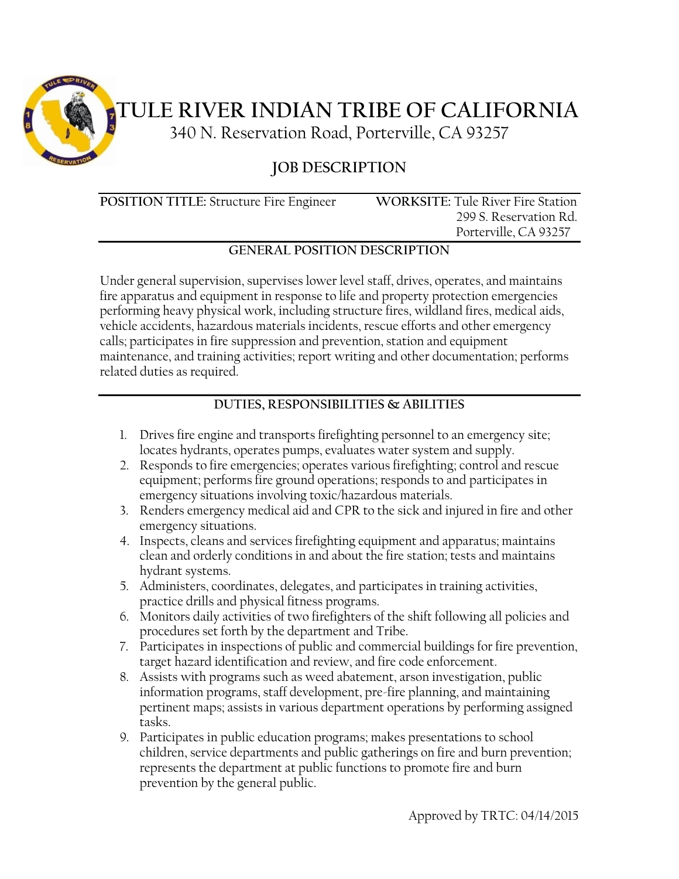# TULE RIVER INDIAN TRIBE OF CALIFORNIA

340 N. Reservation Road, Porterville, CA 93257

## JOB DESCRIPTION

**POSITION TITLE:** Structure Fire Engineer

**WORKSITE:** Tule River Fire Station
299 S. Reservation Rd.
Porterville, CA 93257

### GENERAL POSITION DESCRIPTION

Under general supervision, supervises lower level staff, drives, operates, and maintains fire apparatus and equipment in response to life and property protection emergencies performing heavy physical work, including structure fires, wildland fires, medical aids, vehicle accidents, hazardous materials incidents, rescue efforts and other emergency calls; participates in fire suppression and prevention, station and equipment maintenance, and training activities; report writing and other documentation; performs related duties as required.

### DUTIES, RESPONSIBILITIES & ABILITIES

1. Drives fire engine and transports firefighting personnel to an emergency site; locates hydrants, operates pumps, evaluates water system and supply.
2. Responds to fire emergencies; operates various firefighting; control and rescue equipment; performs fire ground operations; responds to and participates in emergency situations involving toxic/hazardous materials.
3. Renders emergency medical aid and CPR to the sick and injured in fire and other emergency situations.
4. Inspects, cleans and services firefighting equipment and apparatus; maintains clean and orderly conditions in and about the fire station; tests and maintains hydrant systems.
5. Administers, coordinates, delegates, and participates in training activities, practice drills and physical fitness programs.
6. Monitors daily activities of two firefighters of the shift following all policies and procedures set forth by the department and Tribe.
7. Participates in inspections of public and commercial buildings for fire prevention, target hazard identification and review, and fire code enforcement.
8. Assists with programs such as weed abatement, arson investigation, public information programs, staff development, pre-fire planning, and maintaining pertinent maps; assists in various department operations by performing assigned tasks.
9. Participates in public education programs; makes presentations to school children, service departments and public gatherings on fire and burn prevention; represents the department at public functions to promote fire and burn prevention by the general public.

Approved by TRTC: 04/14/2015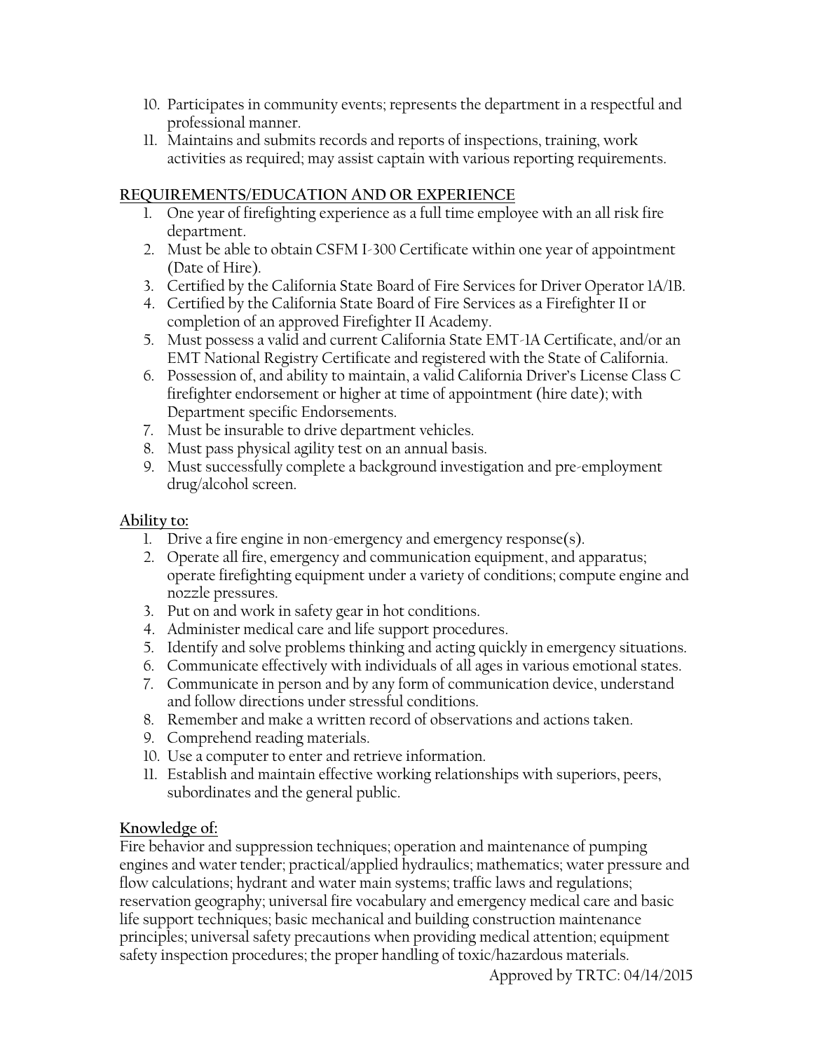10. Participates in community events; represents the department in a respectful and professional manner.
11. Maintains and submits records and reports of inspections, training, work activities as required; may assist captain with various reporting requirements.

## REQUIREMENTS/EDUCATION AND OR EXPERIENCE

1. One year of firefighting experience as a full time employee with an all risk fire department.
2. Must be able to obtain CSFM I-300 Certificate within one year of appointment (Date of Hire).
3. Certified by the California State Board of Fire Services for Driver Operator 1A/1B.
4. Certified by the California State Board of Fire Services as a Firefighter II or completion of an approved Firefighter II Academy.
5. Must possess a valid and current California State EMT-1A Certificate, and/or an EMT National Registry Certificate and registered with the State of California.
6. Possession of, and ability to maintain, a valid California Driver's License Class C firefighter endorsement or higher at time of appointment (hire date); with Department specific Endorsements.
7. Must be insurable to drive department vehicles.
8. Must pass physical agility test on an annual basis.
9. Must successfully complete a background investigation and pre-employment drug/alcohol screen.

## Ability to:

1. Drive a fire engine in non-emergency and emergency response(s).
2. Operate all fire, emergency and communication equipment, and apparatus; operate firefighting equipment under a variety of conditions; compute engine and nozzle pressures.
3. Put on and work in safety gear in hot conditions.
4. Administer medical care and life support procedures.
5. Identify and solve problems thinking and acting quickly in emergency situations.
6. Communicate effectively with individuals of all ages in various emotional states.
7. Communicate in person and by any form of communication device, understand and follow directions under stressful conditions.
8. Remember and make a written record of observations and actions taken.
9. Comprehend reading materials.
10. Use a computer to enter and retrieve information.
11. Establish and maintain effective working relationships with superiors, peers, subordinates and the general public.

## Knowledge of:

Fire behavior and suppression techniques; operation and maintenance of pumping engines and water tender; practical/applied hydraulics; mathematics; water pressure and flow calculations; hydrant and water main systems; traffic laws and regulations; reservation geography; universal fire vocabulary and emergency medical care and basic life support techniques; basic mechanical and building construction maintenance principles; universal safety precautions when providing medical attention; equipment safety inspection procedures; the proper handling of toxic/hazardous materials.

Approved by TRTC: 04/14/2015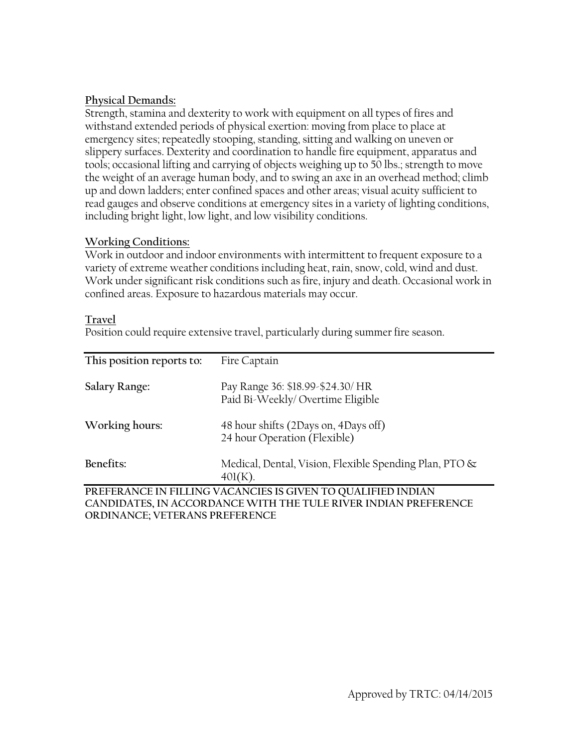**Physical Demands:**
Strength, stamina and dexterity to work with equipment on all types of fires and withstand extended periods of physical exertion: moving from place to place at emergency sites; repeatedly stooping, standing, sitting and walking on uneven or slippery surfaces. Dexterity and coordination to handle fire equipment, apparatus and tools; occasional lifting and carrying of objects weighing up to 50 lbs.; strength to move the weight of an average human body, and to swing an axe in an overhead method; climb up and down ladders; enter confined spaces and other areas; visual acuity sufficient to read gauges and observe conditions at emergency sites in a variety of lighting conditions, including bright light, low light, and low visibility conditions.

**Working Conditions:**
Work in outdoor and indoor environments with intermittent to frequent exposure to a variety of extreme weather conditions including heat, rain, snow, cold, wind and dust. Work under significant risk conditions such as fire, injury and death. Occasional work in confined areas. Exposure to hazardous materials may occur.

**Travel**
Position could require extensive travel, particularly during summer fire season.

| | |
|---|---|
| **This position reports to:** | Fire Captain |
| **Salary Range:** | Pay Range 36: $18.99-$24.30/ HR<br>Paid Bi-Weekly/ Overtime Eligible |
| **Working hours:** | 48 hour shifts (2Days on, 4Days off)<br>24 hour Operation (Flexible) |
| **Benefits:** | Medical, Dental, Vision, Flexible Spending Plan, PTO & 401(K). |

**PREFERANCE IN FILLING VACANCIES IS GIVEN TO QUALIFIED INDIAN CANDIDATES, IN ACCORDANCE WITH THE TULE RIVER INDIAN PREFERENCE ORDINANCE; VETERANS PREFERENCE**

Approved by TRTC: 04/14/2015